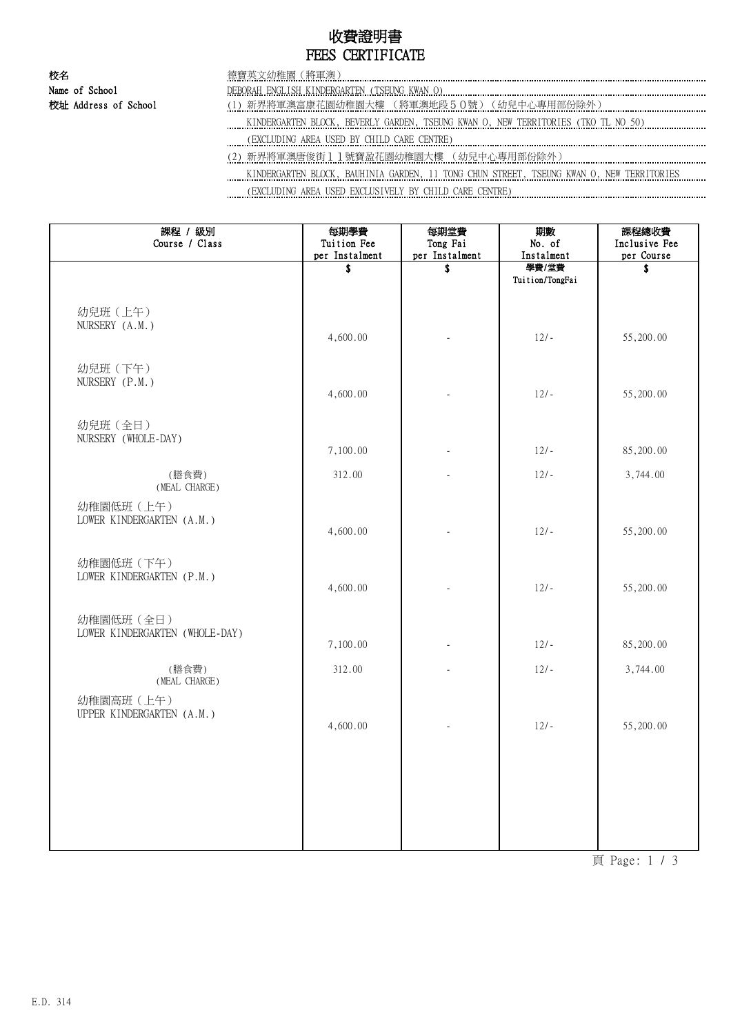# 收費證明書
# FEES CERTIFICATE

**校名**
**Name of School**
德寶英文幼稚園（將軍澳）
DEBORAH ENGLISH KINDERGARTEN (TSEUNG KWAN O)

**校址 Address of School**
(1) 新界將軍澳富康花園幼稚園大樓 （將軍澳地段５０號）（幼兒中心專用部份除外）
KINDERGARTEN BLOCK, BEVERLY GARDEN, TSEUNG KWAN O, NEW TERRITORIES (TKO TL NO 50)
(EXCLUDING AREA USED BY CHILD CARE CENTRE)
(2) 新界將軍澳唐俊街１１號寶盈花園幼稚園大樓 （幼兒中心專用部份除外）
KINDERGARTEN BLOCK, BAUHINIA GARDEN, 11 TONG CHUN STREET, TSEUNG KWAN O, NEW TERRITORIES
(EXCLUDING AREA USED EXCLUSIVELY BY CHILD CARE CENTRE)

| 課程 / 級別<br>Course / Class | 每期學費<br>Tuition Fee<br>per Instalment<br>$ | 每期堂費<br>Tong Fai<br>per Instalment<br>$ | 期數<br>No. of<br>Instalment<br>學費/堂費<br>Tuition/TongFai | 課程總收費<br>Inclusive Fee<br>per Course<br>$ |
|---|---|---|---|---|
| 幼兒班（上午）<br>NURSERY (A.M.) | 4,600.00 | - | 12/- | 55,200.00 |
| 幼兒班（下午）<br>NURSERY (P.M.) | 4,600.00 | - | 12/- | 55,200.00 |
| 幼兒班（全日）<br>NURSERY (WHOLE-DAY) | 7,100.00 | - | 12/- | 85,200.00 |
| (膳食費)<br>(MEAL CHARGE) | 312.00 | - | 12/- | 3,744.00 |
| 幼稚園低班（上午）<br>LOWER KINDERGARTEN (A.M.) | 4,600.00 | - | 12/- | 55,200.00 |
| 幼稚園低班（下午）<br>LOWER KINDERGARTEN (P.M.) | 4,600.00 | - | 12/- | 55,200.00 |
| 幼稚園低班（全日）<br>LOWER KINDERGARTEN (WHOLE-DAY) | 7,100.00 | - | 12/- | 85,200.00 |
| (膳食費)<br>(MEAL CHARGE) | 312.00 | - | 12/- | 3,744.00 |
| 幼稚園高班（上午）<br>UPPER KINDERGARTEN (A.M.) | 4,600.00 | - | 12/- | 55,200.00 |

E.D. 314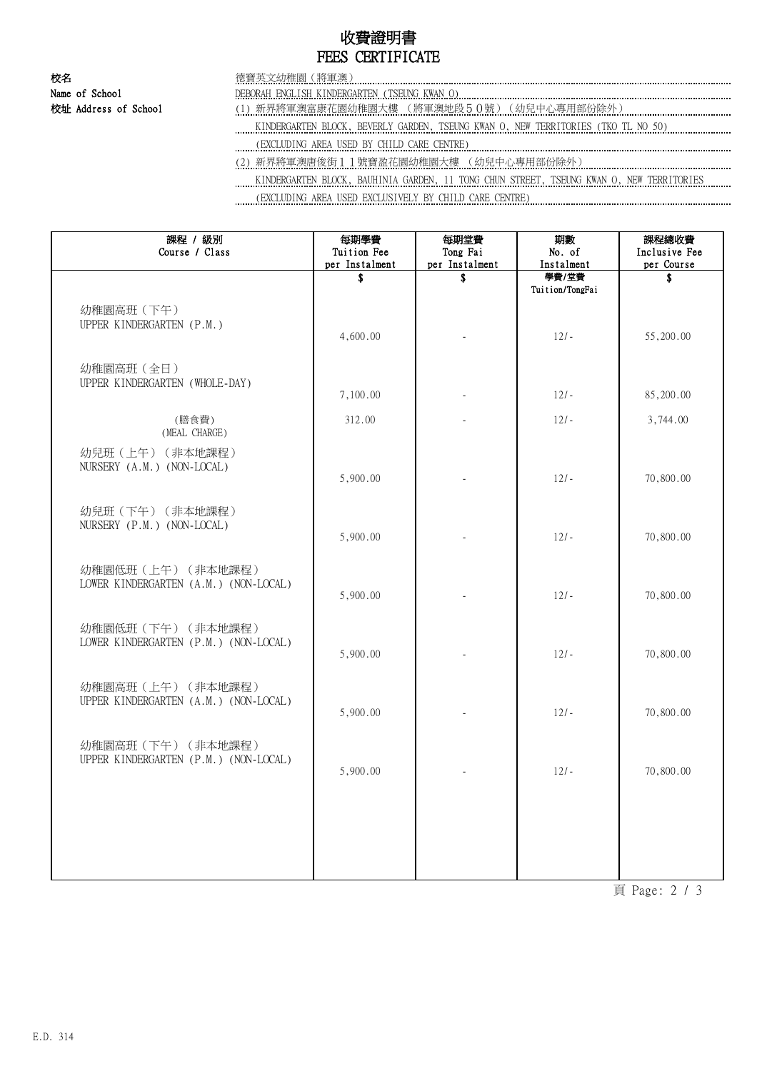# 收費證明書
# FEES CERTIFICATE

**校名**
**Name of School**

德寶英文幼稚園（將軍澳）
DEBORAH ENGLISH KINDERGARTEN (TSEUNG KWAN O)

**校址 Address of School**

(1) 新界將軍澳富康花園幼稚園大樓 （將軍澳地段５０號）（幼兒中心專用部份除外）
KINDERGARTEN BLOCK, BEVERLY GARDEN, TSEUNG KWAN O, NEW TERRITORIES (TKO TL NO 50)
(EXCLUDING AREA USED BY CHILD CARE CENTRE)
(2) 新界將軍澳唐俊街１１號寶盈花園幼稚園大樓 （幼兒中心專用部份除外）
KINDERGARTEN BLOCK, BAUHINIA GARDEN, 11 TONG CHUN STREET, TSEUNG KWAN O, NEW TERRITORIES
(EXCLUDING AREA USED EXCLUSIVELY BY CHILD CARE CENTRE)

| 課程 / 級別<br>Course / Class | 每期學費<br>Tuition Fee<br>per Instalment | 每期堂費<br>Tong Fai<br>per Instalment | 期數<br>No. of<br>Instalment | 課程總收費<br>Inclusive Fee<br>per Course |
|---|---|---|---|---|
| | $ | $ | 學費/堂費<br>Tuition/TongFai | $ |
| 幼稚園高班（下午）<br>UPPER KINDERGARTEN (P.M.) | 4,600.00 | - | 12/- | 55,200.00 |
| 幼稚園高班（全日）<br>UPPER KINDERGARTEN (WHOLE-DAY) | 7,100.00 | - | 12/- | 85,200.00 |
| (膳食費)<br>(MEAL CHARGE) | 312.00 | - | 12/- | 3,744.00 |
| 幼兒班（上午）（非本地課程）<br>NURSERY (A.M.) (NON-LOCAL) | 5,900.00 | - | 12/- | 70,800.00 |
| 幼兒班（下午）（非本地課程）<br>NURSERY (P.M.) (NON-LOCAL) | 5,900.00 | - | 12/- | 70,800.00 |
| 幼稚園低班（上午）（非本地課程）<br>LOWER KINDERGARTEN (A.M.) (NON-LOCAL) | 5,900.00 | - | 12/- | 70,800.00 |
| 幼稚園低班（下午）（非本地課程）<br>LOWER KINDERGARTEN (P.M.) (NON-LOCAL) | 5,900.00 | - | 12/- | 70,800.00 |
| 幼稚園高班（上午）（非本地課程）<br>UPPER KINDERGARTEN (A.M.) (NON-LOCAL) | 5,900.00 | - | 12/- | 70,800.00 |
| 幼稚園高班（下午）（非本地課程）<br>UPPER KINDERGARTEN (P.M.) (NON-LOCAL) | 5,900.00 | - | 12/- | 70,800.00 |

E.D. 314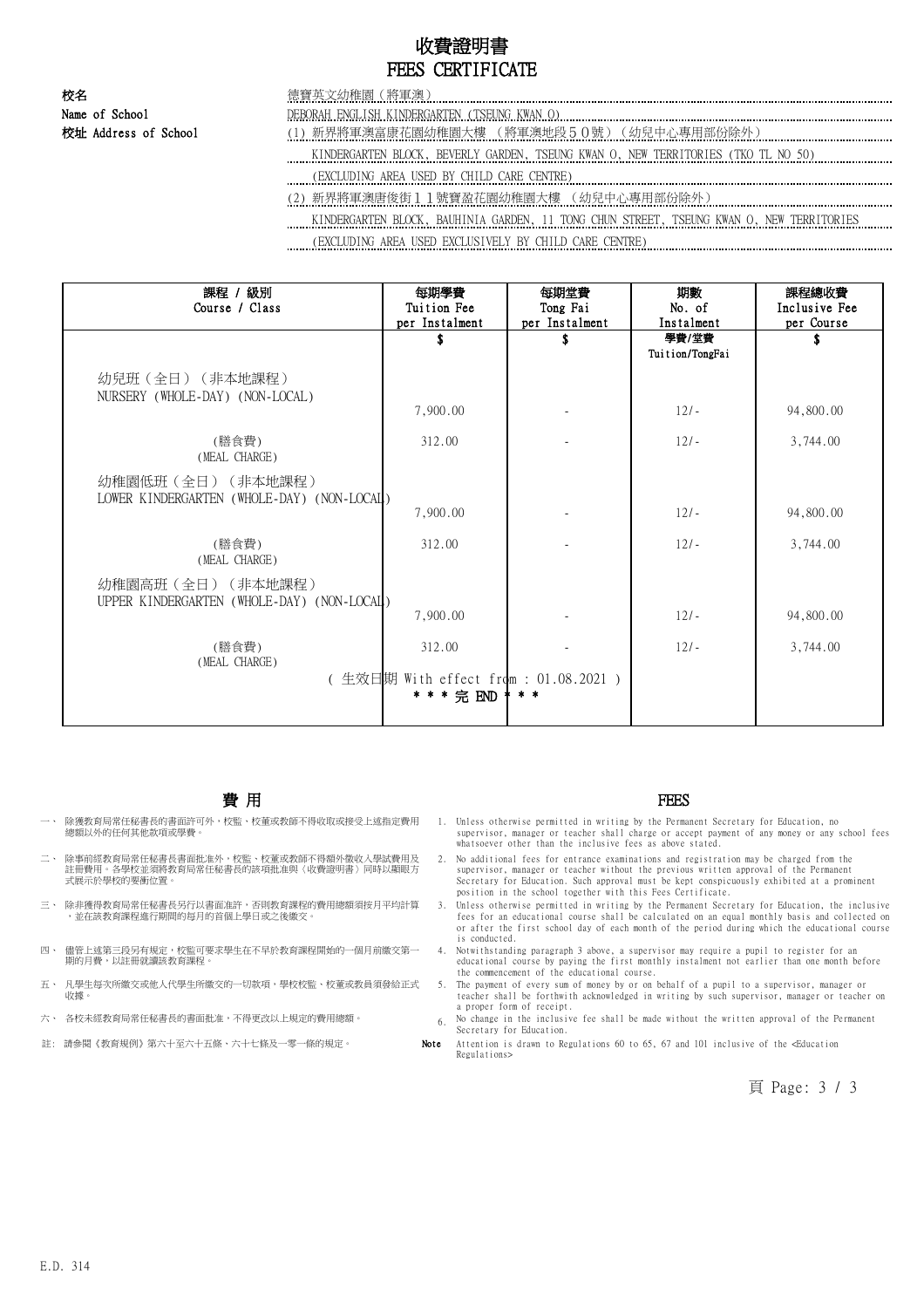# 收費證明書
# FEES CERTIFICATE

**校名** 德寶英文幼稚園（將軍澳）
**Name of School** DEBORAH ENGLISH KINDERGARTEN (TSEUNG KWAN O)
**校址 Address of School** (1) 新界將軍澳富康花園幼稚園大樓 （將軍澳地段５０號）（幼兒中心專用部份除外）
KINDERGARTEN BLOCK, BEVERLY GARDEN, TSEUNG KWAN O, NEW TERRITORIES (TKO TL NO 50)
(EXCLUDING AREA USED BY CHILD CARE CENTRE)
(2) 新界將軍澳唐俊街１１號寶盈花園幼稚園大樓 （幼兒中心專用部份除外）
KINDERGARTEN BLOCK, BAUHINIA GARDEN, 11 TONG CHUN STREET, TSEUNG KWAN O, NEW TERRITORIES
(EXCLUDING AREA USED EXCLUSIVELY BY CHILD CARE CENTRE)

| 課程 / 級別 Course / Class | 每期學費 Tuition Fee per Instalment | 每期堂費 Tong Fai per Instalment | 期數 No. of Instalment | 課程總收費 Inclusive Fee per Course |
|---|---|---|---|---|
| | $ | $ | 學費/堂費 Tuition/TongFai | $ |
| 幼兒班（全日）（非本地課程） NURSERY (WHOLE-DAY) (NON-LOCAL) | 7,900.00 | - | 12/- | 94,800.00 |
| (膳食費) (MEAL CHARGE) | 312.00 | - | 12/- | 3,744.00 |
| 幼稚園低班（全日）（非本地課程） LOWER KINDERGARTEN (WHOLE-DAY) (NON-LOCAL) | 7,900.00 | - | 12/- | 94,800.00 |
| (膳食費) (MEAL CHARGE) | 312.00 | - | 12/- | 3,744.00 |
| 幼稚園高班（全日）（非本地課程） UPPER KINDERGARTEN (WHOLE-DAY) (NON-LOCAL) | 7,900.00 | - | 12/- | 94,800.00 |
| (膳食費) (MEAL CHARGE) | 312.00 | - | 12/- | 3,744.00 |

( 生效日期 With effect from : 01.08.2021 )
* * * 完 END * * *

## 費 用

一、 除獲教育局常任秘書長的書面許可外，校監、校董或教師不得收取或接受上述指定費用總額以外的任何其他款項或學費。

二、 除事前經教育局常任秘書長書面批准外，校監、校董或教師不得額外徵收入學試費用及註冊費用。各學校並須將教育局常任秘書長的該項批准與〈收費證明書〉同時以顯眼方式展示於學校的要衝位置。

三、 除非獲得教育局常任秘書長另行以書面准許，否則教育課程的費用總額須按月平均計算，並在該教育課程進行期間的每月的首個上學日或之後繳交。

四、 儘管上述第三段另有規定，校監可要求學生在不早於教育課程開始的一個月前繳交第一期的月費，以註冊就讀該教育課程。

五、 凡學生每次所繳交或他人代學生所繳交的一切款項，學校校監、校董或教員須發給正式收據。

六、 各校未經教育局常任秘書長的書面批准，不得更改以上規定的費用總額。

註: 請參閱《教育規例》第六十至六十五條、六十七條及一零一條的規定。

## FEES

1. Unless otherwise permitted in writing by the Permanent Secretary for Education, no supervisor, manager or teacher shall charge or accept payment of any money or any school fees whatsoever other than the inclusive fees as above stated.
2. No additional fees for entrance examinations and registration may be charged from the supervisor, manager or teacher without the previous written approval of the Permanent Secretary for Education. Such approval must be kept conspicuously exhibited at a prominent position in the school together with this Fees Certificate.
3. Unless otherwise permitted in writing by the Permanent Secretary for Education, the inclusive fees for an educational course shall be calculated on an equal monthly basis and collected on or after the first school day of each month of the period during which the educational course is conducted.
4. Notwithstanding paragraph 3 above, a supervisor may require a pupil to register for an educational course by paying the first monthly instalment not earlier than one month before the commencement of the educational course.
5. The payment of every sum of money by or on behalf of a pupil to a supervisor, manager or teacher shall be forthwith acknowledged in writing by such supervisor, manager or teacher on a proper form of receipt.
6. No change in the inclusive fee shall be made without the written approval of the Permanent Secretary for Education.

**Note** Attention is drawn to Regulations 60 to 65, 67 and 101 inclusive of the <Education Regulations>

E.D. 314